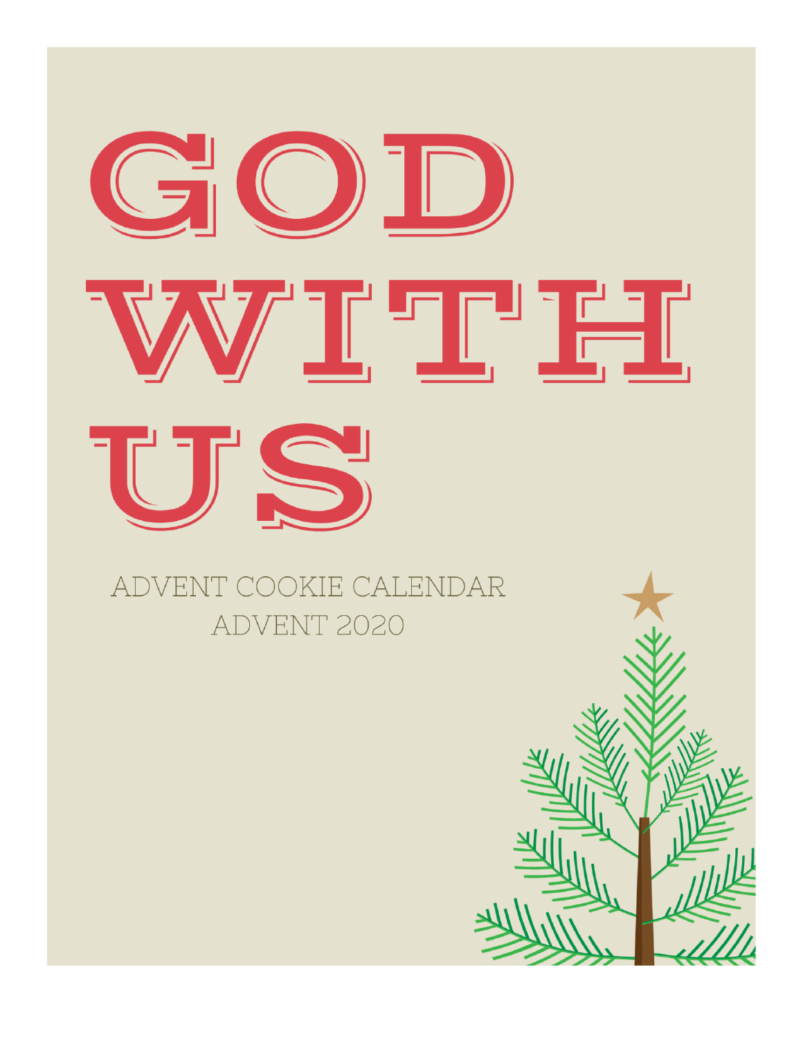# GOD WITH US

ADVENT COOKIE CALENDAR

ADVENT 2020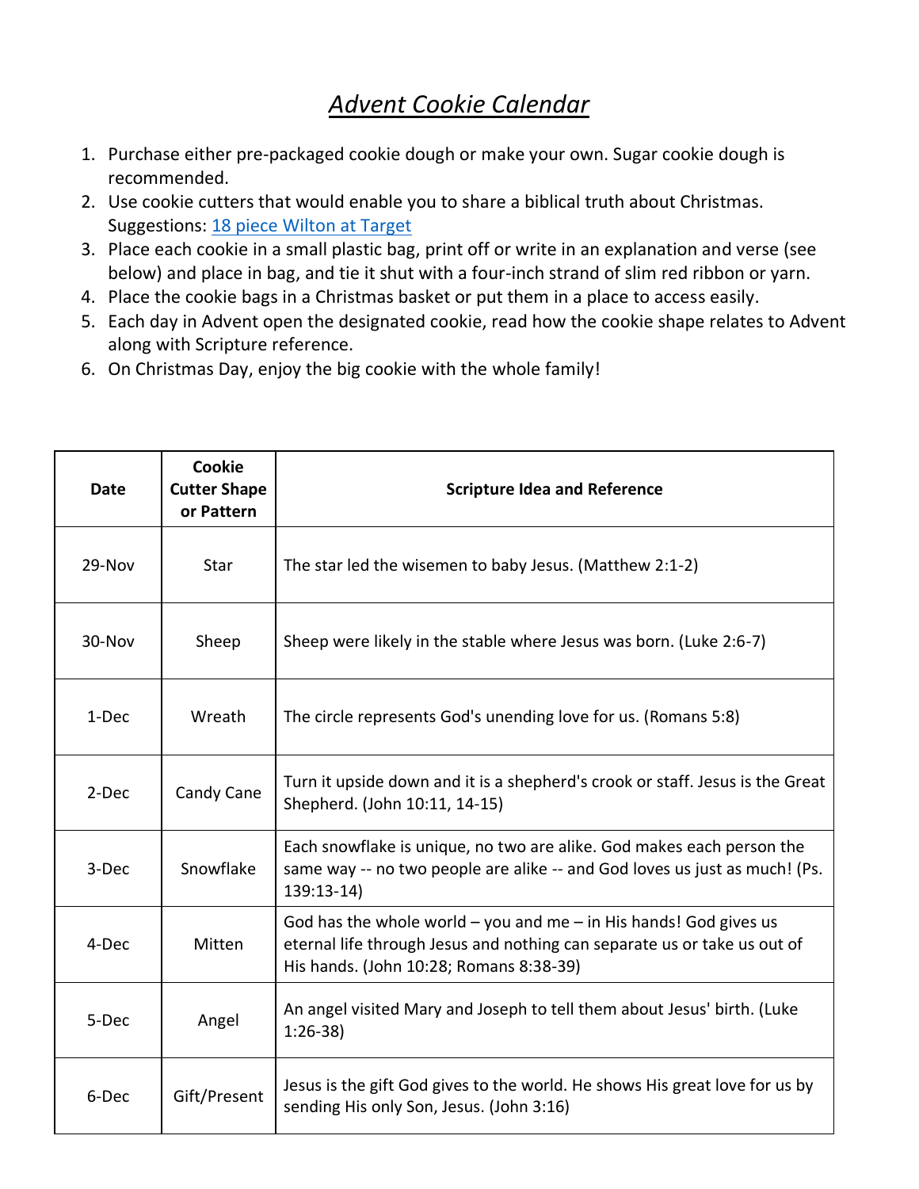# *Advent Cookie Calendar*

1. Purchase either pre-packaged cookie dough or make your own. Sugar cookie dough is recommended.
2. Use cookie cutters that would enable you to share a biblical truth about Christmas. Suggestions: [18 piece Wilton at Target]
3. Place each cookie in a small plastic bag, print off or write in an explanation and verse (see below) and place in bag, and tie it shut with a four-inch strand of slim red ribbon or yarn.
4. Place the cookie bags in a Christmas basket or put them in a place to access easily.
5. Each day in Advent open the designated cookie, read how the cookie shape relates to Advent along with Scripture reference.
6. On Christmas Day, enjoy the big cookie with the whole family!

| Date | Cookie Cutter Shape or Pattern | Scripture Idea and Reference |
|---|---|---|
| 29-Nov | Star | The star led the wisemen to baby Jesus. (Matthew 2:1-2) |
| 30-Nov | Sheep | Sheep were likely in the stable where Jesus was born. (Luke 2:6-7) |
| 1-Dec | Wreath | The circle represents God's unending love for us. (Romans 5:8) |
| 2-Dec | Candy Cane | Turn it upside down and it is a shepherd's crook or staff. Jesus is the Great Shepherd. (John 10:11, 14-15) |
| 3-Dec | Snowflake | Each snowflake is unique, no two are alike. God makes each person the same way -- no two people are alike -- and God loves us just as much! (Ps. 139:13-14) |
| 4-Dec | Mitten | God has the whole world – you and me – in His hands! God gives us eternal life through Jesus and nothing can separate us or take us out of His hands. (John 10:28; Romans 8:38-39) |
| 5-Dec | Angel | An angel visited Mary and Joseph to tell them about Jesus' birth. (Luke 1:26-38) |
| 6-Dec | Gift/Present | Jesus is the gift God gives to the world. He shows His great love for us by sending His only Son, Jesus. (John 3:16) |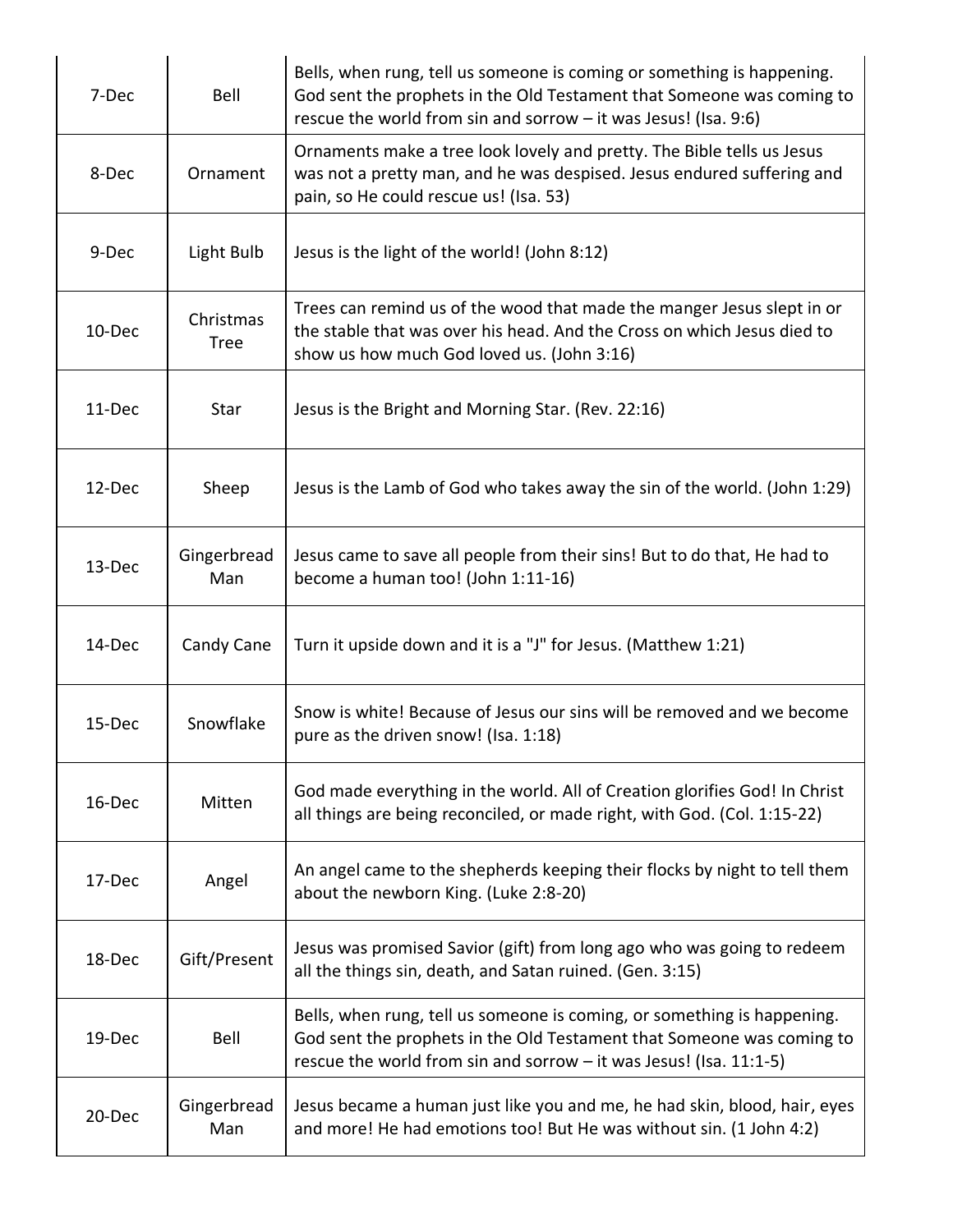| | | |
|---|---|---|
| 7-Dec | Bell | Bells, when rung, tell us someone is coming or something is happening. God sent the prophets in the Old Testament that Someone was coming to rescue the world from sin and sorrow – it was Jesus! (Isa. 9:6) |
| 8-Dec | Ornament | Ornaments make a tree look lovely and pretty. The Bible tells us Jesus was not a pretty man, and he was despised. Jesus endured suffering and pain, so He could rescue us! (Isa. 53) |
| 9-Dec | Light Bulb | Jesus is the light of the world! (John 8:12) |
| 10-Dec | Christmas Tree | Trees can remind us of the wood that made the manger Jesus slept in or the stable that was over his head. And the Cross on which Jesus died to show us how much God loved us. (John 3:16) |
| 11-Dec | Star | Jesus is the Bright and Morning Star. (Rev. 22:16) |
| 12-Dec | Sheep | Jesus is the Lamb of God who takes away the sin of the world. (John 1:29) |
| 13-Dec | Gingerbread Man | Jesus came to save all people from their sins! But to do that, He had to become a human too! (John 1:11-16) |
| 14-Dec | Candy Cane | Turn it upside down and it is a "J" for Jesus. (Matthew 1:21) |
| 15-Dec | Snowflake | Snow is white! Because of Jesus our sins will be removed and we become pure as the driven snow! (Isa. 1:18) |
| 16-Dec | Mitten | God made everything in the world. All of Creation glorifies God! In Christ all things are being reconciled, or made right, with God. (Col. 1:15-22) |
| 17-Dec | Angel | An angel came to the shepherds keeping their flocks by night to tell them about the newborn King. (Luke 2:8-20) |
| 18-Dec | Gift/Present | Jesus was promised Savior (gift) from long ago who was going to redeem all the things sin, death, and Satan ruined. (Gen. 3:15) |
| 19-Dec | Bell | Bells, when rung, tell us someone is coming, or something is happening. God sent the prophets in the Old Testament that Someone was coming to rescue the world from sin and sorrow – it was Jesus! (Isa. 11:1-5) |
| 20-Dec | Gingerbread Man | Jesus became a human just like you and me, he had skin, blood, hair, eyes and more! He had emotions too! But He was without sin. (1 John 4:2) |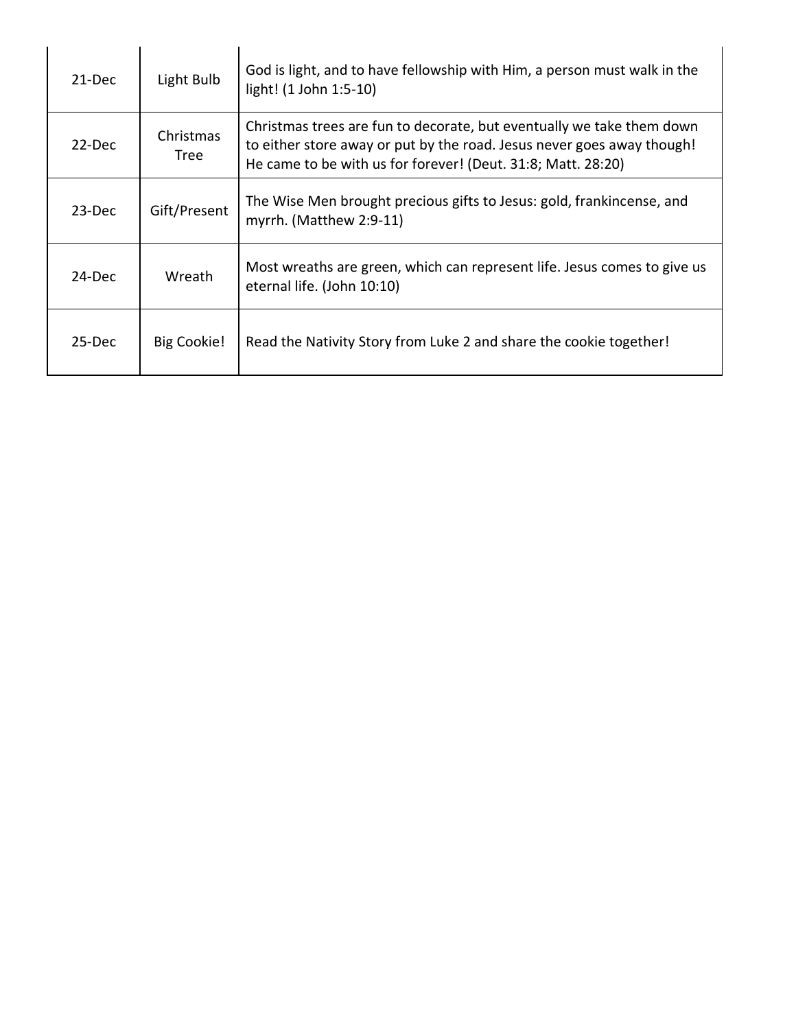| | | |
|---|---|---|
| 21-Dec | Light Bulb | God is light, and to have fellowship with Him, a person must walk in the light! (1 John 1:5-10) |
| 22-Dec | Christmas Tree | Christmas trees are fun to decorate, but eventually we take them down to either store away or put by the road. Jesus never goes away though! He came to be with us for forever! (Deut. 31:8; Matt. 28:20) |
| 23-Dec | Gift/Present | The Wise Men brought precious gifts to Jesus: gold, frankincense, and myrrh. (Matthew 2:9-11) |
| 24-Dec | Wreath | Most wreaths are green, which can represent life. Jesus comes to give us eternal life. (John 10:10) |
| 25-Dec | Big Cookie! | Read the Nativity Story from Luke 2 and share the cookie together! |